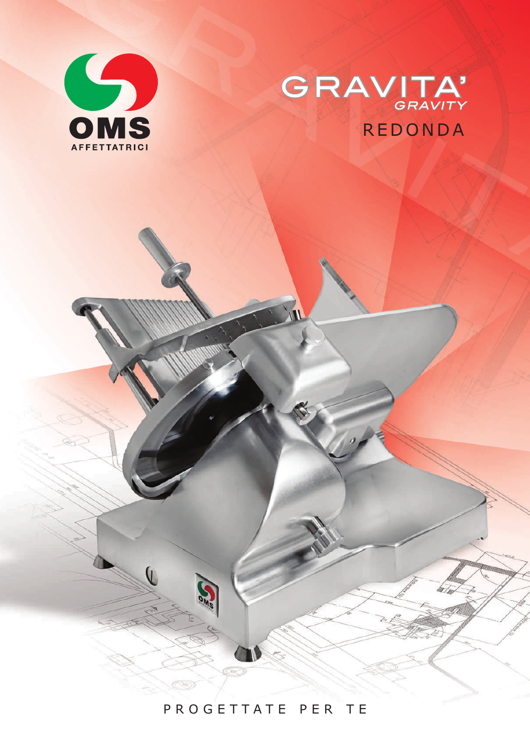OMS

AFFETTATRICI

# GRAVITA'

*GRAVITY*

## REDONDA

PROGETTATE PER TE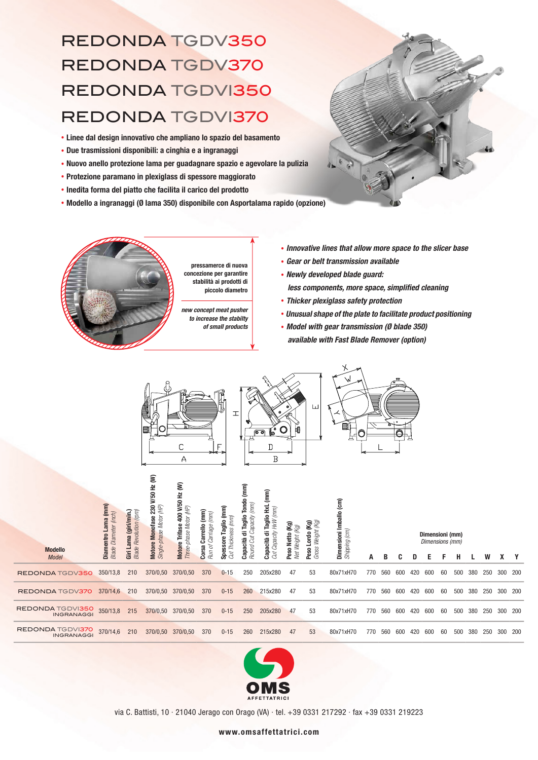# REDONDA TGDV350
# REDONDA TGDV370
# REDONDA TGDVI350
# REDONDA TGDVI370

- **Linee dal design innovativo che ampliano lo spazio del basamento**
- **Due trasmissioni disponibili: a cinghia e a ingranaggi**
- **Nuovo anello protezione lama per guadagnare spazio e agevolare la pulizia**
- **Protezione paramano in plexiglass di spessore maggiorato**
- **Inedita forma del piatto che facilita il carico del prodotto**
- **Modello a ingranaggi (Ø lama 350) disponibile con Asportalama rapido (opzione)**

**pressamerce di nuova concezione per garantire stabilità ai prodotti di piccolo diametro**

*new concept meat pusher to increase the stabilty of small products*

- ***Innovative lines that allow more space to the slicer base***
- ***Gear or belt transmission available***
- ***Newly developed blade guard: less components, more space, simplified cleaning***
- ***Thicker plexiglass safety protection***
- ***Unusual shape of the plate to facilitate product positioning***
- ***Model with gear transmission (Ø blade 350) available with Fast Blade Remover (option)***

C
A
F
H
D
B
E
X
W
Y
L

| Modello *Model* | Diametro Lama (mm) *Blade Diameter (inch)* | Giri Lama (giri/min.) *Blade Revolution (rpm)* | Motore Monofase 230 V/50 Hz (W) *Single-phase Motor (HP)* | Motore Trifase 400 V/50 Hz (W) *Three-phase Motor (HP)* | Corsa Carrello (mm) *Run of Carriage (mm)* | Spessore Taglio (mm) *Cut Thickness (mm)* | Capacità di Taglio Tondo (mm) *Round Cut Capacity (mm)* | Capacità di Taglio HxL (mm) *Cut Capacity HxW (mm)* | Peso Netto (Kg) *Net Weight (Kg)* | Peso Lordo (Kg) *Gross Weight (Kg)* | Dimensioni Imballo (cm) *Shipping (cm)* | Dimensioni (mm) *Dimensions (mm)* A | B | C | D | E | F | H | L | W | X | Y |
|---|---|---|---|---|---|---|---|---|---|---|---|---|---|---|---|---|---|---|---|---|---|---|
| REDONDA TGDV350 | 350/13,8 | 210 | 370/0,50 | 370/0,50 | 370 | 0-15 | 250 | 205x280 | 47 | 53 | 80x71xH70 | 770 | 560 | 600 | 420 | 600 | 60 | 500 | 380 | 250 | 300 | 200 |
| REDONDA TGDV370 | 370/14,6 | 210 | 370/0,50 | 370/0,50 | 370 | 0-15 | 260 | 215x280 | 47 | 53 | 80x71xH70 | 770 | 560 | 600 | 420 | 600 | 60 | 500 | 380 | 250 | 300 | 200 |
| REDONDA TGDVI350 INGRANAGGI | 350/13,8 | 215 | 370/0,50 | 370/0,50 | 370 | 0-15 | 250 | 205x280 | 47 | 53 | 80x71xH70 | 770 | 560 | 600 | 420 | 600 | 60 | 500 | 380 | 250 | 300 | 200 |
| REDONDA TGDVI370 INGRANAGGI | 370/14,6 | 210 | 370/0,50 | 370/0,50 | 370 | 0-15 | 260 | 215x280 | 47 | 53 | 80x71xH70 | 770 | 560 | 600 | 420 | 600 | 60 | 500 | 380 | 250 | 300 | 200 |

OMS AFFETTATRICI

via C. Battisti, 10 · 21040 Jerago con Orago (VA) · tel. +39 0331 217292 · fax +39 0331 219223

**www.omsaffettatrici.com**